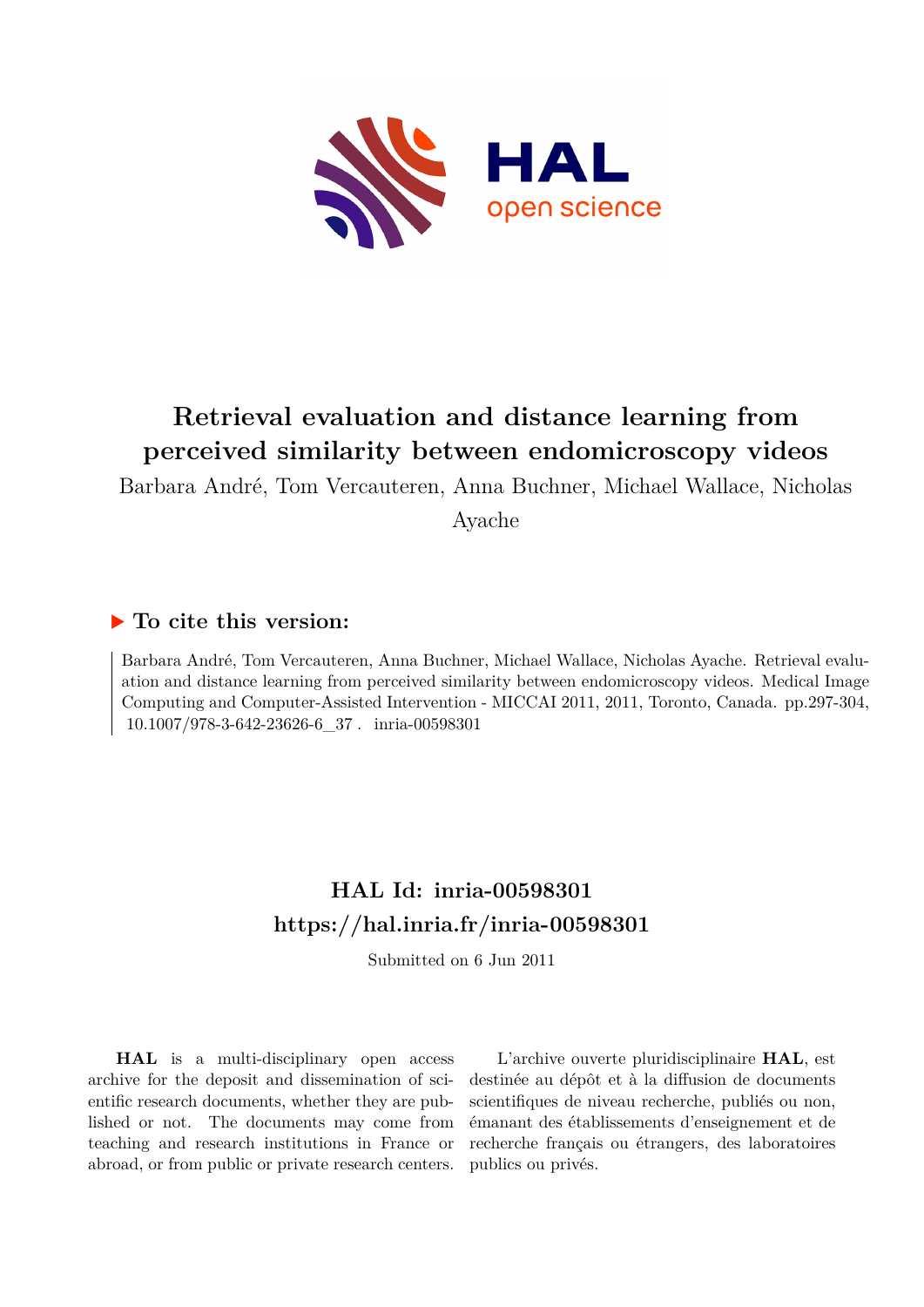# Retrieval evaluation and distance learning from perceived similarity between endomicroscopy videos

Barbara André, Tom Vercauteren, Anna Buchner, Michael Wallace, Nicholas Ayache

## ▶ To cite this version:

Barbara André, Tom Vercauteren, Anna Buchner, Michael Wallace, Nicholas Ayache. Retrieval evaluation and distance learning from perceived similarity between endomicroscopy videos. Medical Image Computing and Computer-Assisted Intervention - MICCAI 2011, 2011, Toronto, Canada. pp.297-304, 10.1007/978-3-642-23626-6_37 . inria-00598301

## HAL Id: inria-00598301

## https://hal.inria.fr/inria-00598301

Submitted on 6 Jun 2011

**HAL** is a multi-disciplinary open access archive for the deposit and dissemination of scientific research documents, whether they are published or not. The documents may come from teaching and research institutions in France or abroad, or from public or private research centers.

L'archive ouverte pluridisciplinaire **HAL**, est destinée au dépôt et à la diffusion de documents scientifiques de niveau recherche, publiés ou non, émanant des établissements d'enseignement et de recherche français ou étrangers, des laboratoires publics ou privés.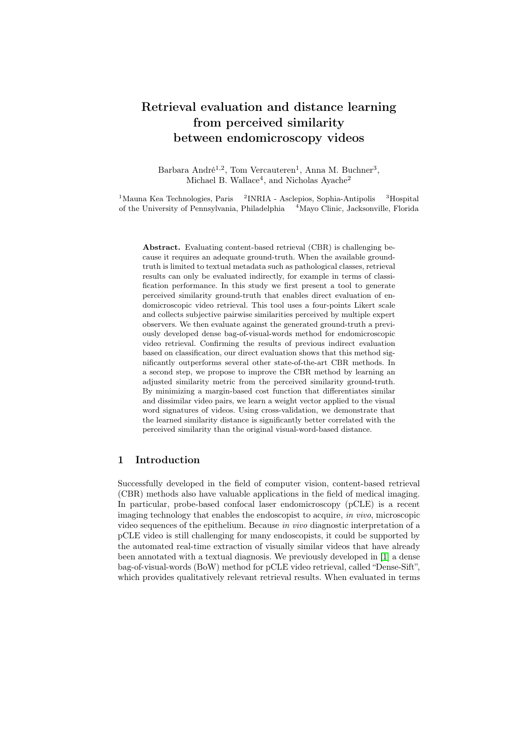# Retrieval evaluation and distance learning from perceived similarity between endomicroscopy videos

Barbara André[1,2], Tom Vercauteren[1], Anna M. Buchner[3], Michael B. Wallace[4], and Nicholas Ayache[2]

[1]Mauna Kea Technologies, Paris [2]INRIA - Asclepios, Sophia-Antipolis [3]Hospital of the University of Pennsylvania, Philadelphia [4]Mayo Clinic, Jacksonville, Florida

**Abstract.** Evaluating content-based retrieval (CBR) is challenging because it requires an adequate ground-truth. When the available ground-truth is limited to textual metadata such as pathological classes, retrieval results can only be evaluated indirectly, for example in terms of classification performance. In this study we first present a tool to generate perceived similarity ground-truth that enables direct evaluation of endomicroscopic video retrieval. This tool uses a four-points Likert scale and collects subjective pairwise similarities perceived by multiple expert observers. We then evaluate against the generated ground-truth a previously developed dense bag-of-visual-words method for endomicroscopic video retrieval. Confirming the results of previous indirect evaluation based on classification, our direct evaluation shows that this method significantly outperforms several other state-of-the-art CBR methods. In a second step, we propose to improve the CBR method by learning an adjusted similarity metric from the perceived similarity ground-truth. By minimizing a margin-based cost function that differentiates similar and dissimilar video pairs, we learn a weight vector applied to the visual word signatures of videos. Using cross-validation, we demonstrate that the learned similarity distance is significantly better correlated with the perceived similarity than the original visual-word-based distance.

## 1 Introduction

Successfully developed in the field of computer vision, content-based retrieval (CBR) methods also have valuable applications in the field of medical imaging. In particular, probe-based confocal laser endomicroscopy (pCLE) is a recent imaging technology that enables the endoscopist to acquire, *in vivo*, microscopic video sequences of the epithelium. Because *in vivo* diagnostic interpretation of a pCLE video is still challenging for many endoscopists, it could be supported by the automated real-time extraction of visually similar videos that have already been annotated with a textual diagnosis. We previously developed in [1] a dense bag-of-visual-words (BoW) method for pCLE video retrieval, called "Dense-Sift", which provides qualitatively relevant retrieval results. When evaluated in terms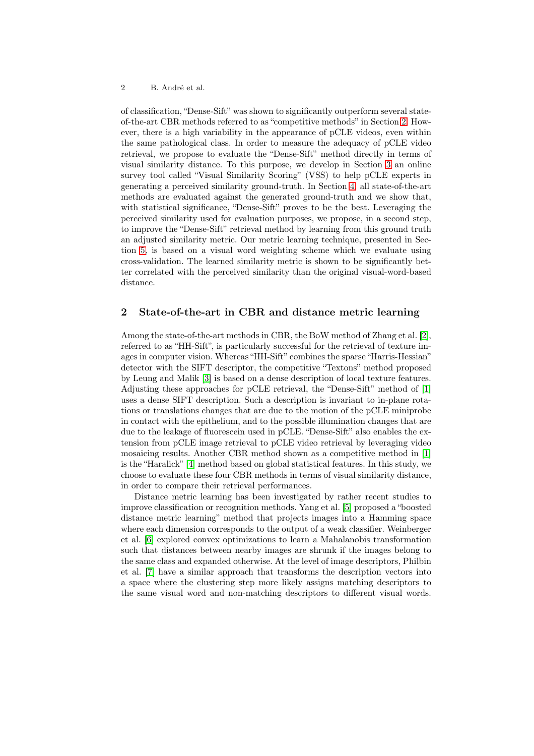of classification, “Dense-Sift” was shown to significantly outperform several state-of-the-art CBR methods referred to as “competitive methods” in Section 2. However, there is a high variability in the appearance of pCLE videos, even within the same pathological class. In order to measure the adequacy of pCLE video retrieval, we propose to evaluate the “Dense-Sift” method directly in terms of visual similarity distance. To this purpose, we develop in Section 3 an online survey tool called “Visual Similarity Scoring” (VSS) to help pCLE experts in generating a perceived similarity ground-truth. In Section 4, all state-of-the-art methods are evaluated against the generated ground-truth and we show that, with statistical significance, “Dense-Sift” proves to be the best. Leveraging the perceived similarity used for evaluation purposes, we propose, in a second step, to improve the “Dense-Sift” retrieval method by learning from this ground truth an adjusted similarity metric. Our metric learning technique, presented in Section 5, is based on a visual word weighting scheme which we evaluate using cross-validation. The learned similarity metric is shown to be significantly better correlated with the perceived similarity than the original visual-word-based distance.

## 2 State-of-the-art in CBR and distance metric learning

Among the state-of-the-art methods in CBR, the BoW method of Zhang et al. [2], referred to as “HH-Sift”, is particularly successful for the retrieval of texture images in computer vision. Whereas “HH-Sift” combines the sparse “Harris-Hessian” detector with the SIFT descriptor, the competitive “Textons” method proposed by Leung and Malik [3] is based on a dense description of local texture features. Adjusting these approaches for pCLE retrieval, the “Dense-Sift” method of [1] uses a dense SIFT description. Such a description is invariant to in-plane rotations or translations changes that are due to the motion of the pCLE miniprobe in contact with the epithelium, and to the possible illumination changes that are due to the leakage of fluorescein used in pCLE. “Dense-Sift” also enables the extension from pCLE image retrieval to pCLE video retrieval by leveraging video mosaicing results. Another CBR method shown as a competitive method in [1] is the “Haralick” [4] method based on global statistical features. In this study, we choose to evaluate these four CBR methods in terms of visual similarity distance, in order to compare their retrieval performances.

Distance metric learning has been investigated by rather recent studies to improve classification or recognition methods. Yang et al. [5] proposed a “boosted distance metric learning” method that projects images into a Hamming space where each dimension corresponds to the output of a weak classifier. Weinberger et al. [6] explored convex optimizations to learn a Mahalanobis transformation such that distances between nearby images are shrunk if the images belong to the same class and expanded otherwise. At the level of image descriptors, Philbin et al. [7] have a similar approach that transforms the description vectors into a space where the clustering step more likely assigns matching descriptors to the same visual word and non-matching descriptors to different visual words.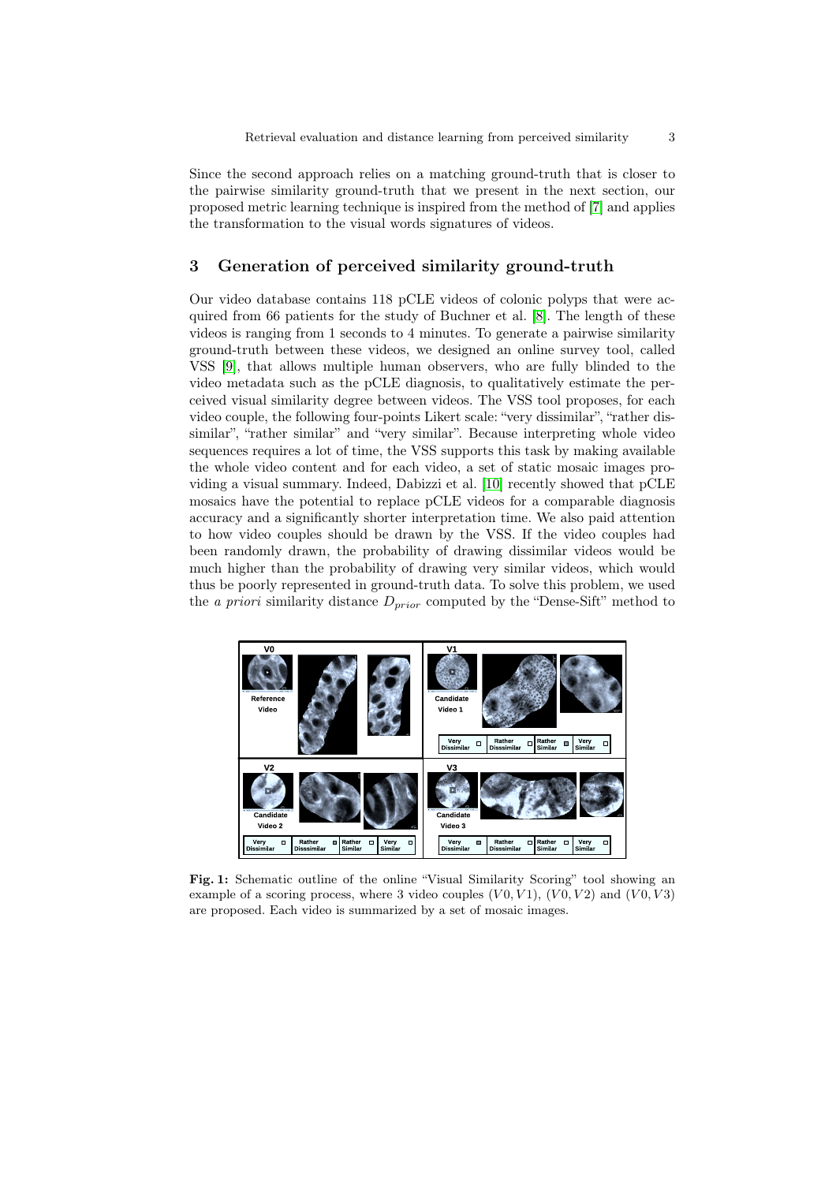Since the second approach relies on a matching ground-truth that is closer to the pairwise similarity ground-truth that we present in the next section, our proposed metric learning technique is inspired from the method of [7] and applies the transformation to the visual words signatures of videos.

## 3 Generation of perceived similarity ground-truth

Our video database contains 118 pCLE videos of colonic polyps that were acquired from 66 patients for the study of Buchner et al. [8]. The length of these videos is ranging from 1 seconds to 4 minutes. To generate a pairwise similarity ground-truth between these videos, we designed an online survey tool, called VSS [9], that allows multiple human observers, who are fully blinded to the video metadata such as the pCLE diagnosis, to qualitatively estimate the perceived visual similarity degree between videos. The VSS tool proposes, for each video couple, the following four-points Likert scale: "very dissimilar", "rather dissimilar", "rather similar" and "very similar". Because interpreting whole video sequences requires a lot of time, the VSS supports this task by making available the whole video content and for each video, a set of static mosaic images providing a visual summary. Indeed, Dabizzi et al. [10] recently showed that pCLE mosaics have the potential to replace pCLE videos for a comparable diagnosis accuracy and a significantly shorter interpretation time. We also paid attention to how video couples should be drawn by the VSS. If the video couples had been randomly drawn, the probability of drawing dissimilar videos would be much higher than the probability of drawing very similar videos, which would thus be poorly represented in ground-truth data. To solve this problem, we used the *a priori* similarity distance $D_{prior}$ computed by the "Dense-Sift" method to

**Fig. 1:** Schematic outline of the online "Visual Similarity Scoring" tool showing an example of a scoring process, where 3 video couples $(V0, V1)$, $(V0, V2)$ and $(V0, V3)$ are proposed. Each video is summarized by a set of mosaic images.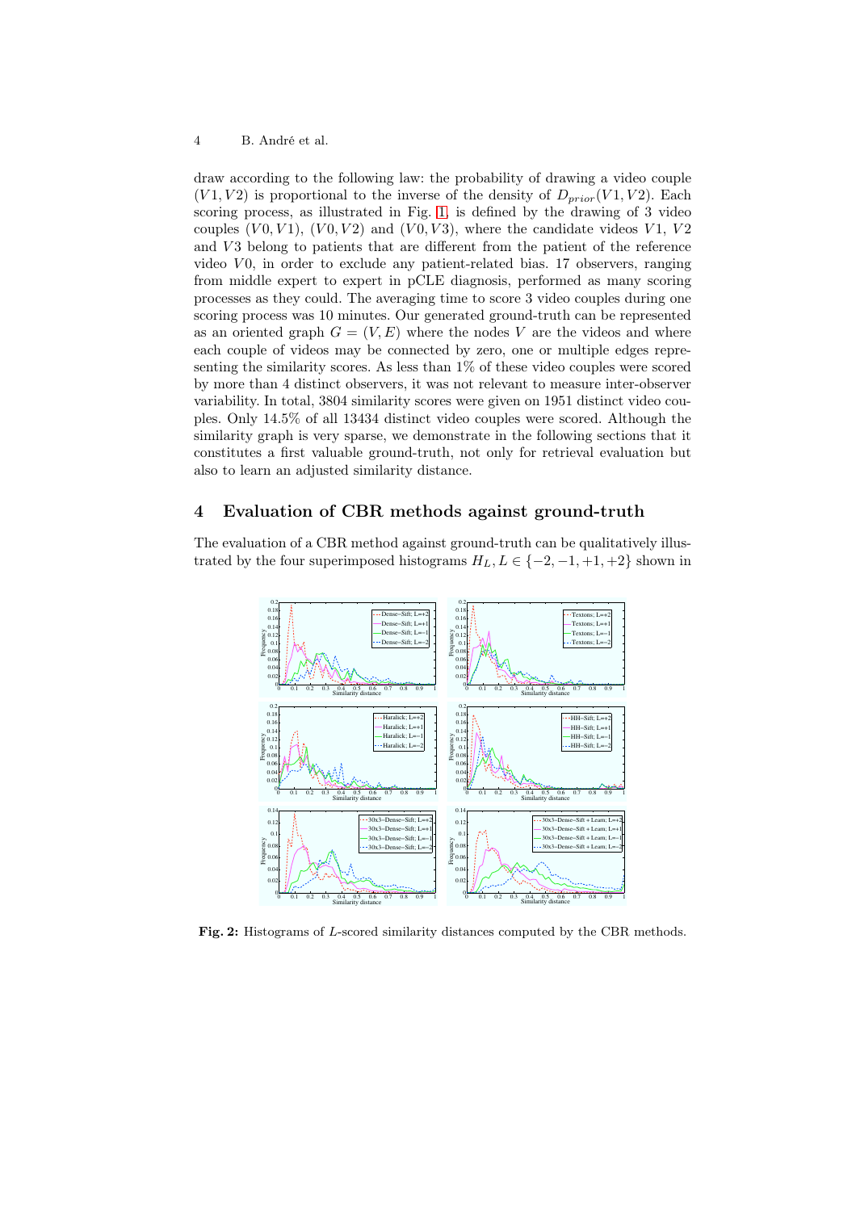draw according to the following law: the probability of drawing a video couple $(V1, V2)$ is proportional to the inverse of the density of $D_{prior}(V1, V2)$. Each scoring process, as illustrated in Fig. 1, is defined by the drawing of 3 video couples $(V0, V1)$, $(V0, V2)$ and $(V0, V3)$, where the candidate videos $V1$, $V2$ and $V3$ belong to patients that are different from the patient of the reference video $V0$, in order to exclude any patient-related bias. 17 observers, ranging from middle expert to expert in pCLE diagnosis, performed as many scoring processes as they could. The averaging time to score 3 video couples during one scoring process was 10 minutes. Our generated ground-truth can be represented as an oriented graph $G = (V, E)$ where the nodes $V$ are the videos and where each couple of videos may be connected by zero, one or multiple edges representing the similarity scores. As less than 1% of these video couples were scored by more than 4 distinct observers, it was not relevant to measure inter-observer variability. In total, 3804 similarity scores were given on 1951 distinct video couples. Only 14.5% of all 13434 distinct video couples were scored. Although the similarity graph is very sparse, we demonstrate in the following sections that it constitutes a first valuable ground-truth, not only for retrieval evaluation but also to learn an adjusted similarity distance.

## 4 Evaluation of CBR methods against ground-truth

The evaluation of a CBR method against ground-truth can be qualitatively illustrated by the four superimposed histograms $H_L, L \in \{-2, -1, +1, +2\}$ shown in

**Fig. 2:** Histograms of $L$-scored similarity distances computed by the CBR methods.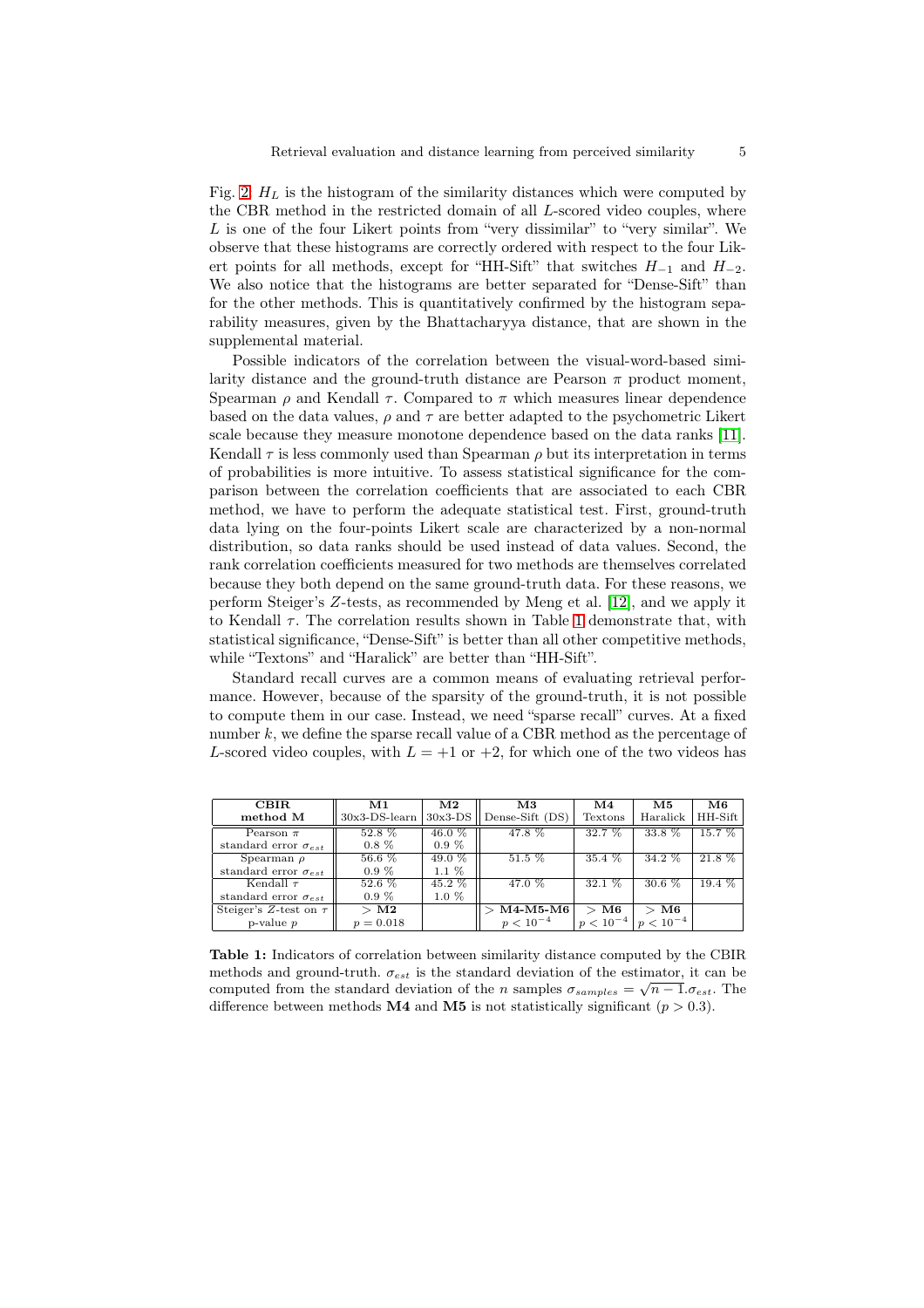Fig. 2. $H_L$ is the histogram of the similarity distances which were computed by the CBR method in the restricted domain of all $L$-scored video couples, where $L$ is one of the four Likert points from "very dissimilar" to "very similar". We observe that these histograms are correctly ordered with respect to the four Likert points for all methods, except for "HH-Sift" that switches $H_{-1}$ and $H_{-2}$. We also notice that the histograms are better separated for "Dense-Sift" than for the other methods. This is quantitatively confirmed by the histogram separability measures, given by the Bhattacharyya distance, that are shown in the supplemental material.

Possible indicators of the correlation between the visual-word-based similarity distance and the ground-truth distance are Pearson $\pi$ product moment, Spearman $\rho$ and Kendall $\tau$. Compared to $\pi$ which measures linear dependence based on the data values, $\rho$ and $\tau$ are better adapted to the psychometric Likert scale because they measure monotone dependence based on the data ranks [11]. Kendall $\tau$ is less commonly used than Spearman $\rho$ but its interpretation in terms of probabilities is more intuitive. To assess statistical significance for the comparison between the correlation coefficients that are associated to each CBR method, we have to perform the adequate statistical test. First, ground-truth data lying on the four-points Likert scale are characterized by a non-normal distribution, so data ranks should be used instead of data values. Second, the rank correlation coefficients measured for two methods are themselves correlated because they both depend on the same ground-truth data. For these reasons, we perform Steiger's $Z$-tests, as recommended by Meng et al. [12], and we apply it to Kendall $\tau$. The correlation results shown in Table 1 demonstrate that, with statistical significance, "Dense-Sift" is better than all other competitive methods, while "Textons" and "Haralick" are better than "HH-Sift".

Standard recall curves are a common means of evaluating retrieval performance. However, because of the sparsity of the ground-truth, it is not possible to compute them in our case. Instead, we need "sparse recall" curves. At a fixed number $k$, we define the sparse recall value of a CBR method as the percentage of $L$-scored video couples, with $L = +1$ or $+2$, for which one of the two videos has

| **CBIR** **method M** | **M1** 30x3-DS-learn | **M2** 30x3-DS | **M3** Dense-Sift (DS) | **M4** Textons | **M5** Haralick | **M6** HH-Sift |
|---|---|---|---|---|---|---|
| Pearson $\pi$ | 52.8 % | 46.0 % | 47.8 % | 32.7 % | 33.8 % | 15.7 % |
| standard error $\sigma_{est}$ | 0.8 % | 0.9 % | | | | |
| Spearman $\rho$ | 56.6 % | 49.0 % | 51.5 % | 35.4 % | 34.2 % | 21.8 % |
| standard error $\sigma_{est}$ | 0.9 % | 1.1 % | | | | |
| Kendall $\tau$ | 52.6 % | 45.2 % | 47.0 % | 32.1 % | 30.6 % | 19.4 % |
| standard error $\sigma_{est}$ | 0.9 % | 1.0 % | | | | |
| Steiger's $Z$-test on $\tau$ | $>$ **M2** | | $>$ **M4-M5-M6** | $>$ **M6** | $>$ **M6** | |
| p-value $p$ | $p = 0.018$ | | $p < 10^{-4}$ | $p < 10^{-4}$ | $p < 10^{-4}$ | |

**Table 1:** Indicators of correlation between similarity distance computed by the CBIR methods and ground-truth. $\sigma_{est}$ is the standard deviation of the estimator, it can be computed from the standard deviation of the $n$ samples $\sigma_{samples} = \sqrt{n-1}.\sigma_{est}$. The difference between methods **M4** and **M5** is not statistically significant ($p > 0.3$).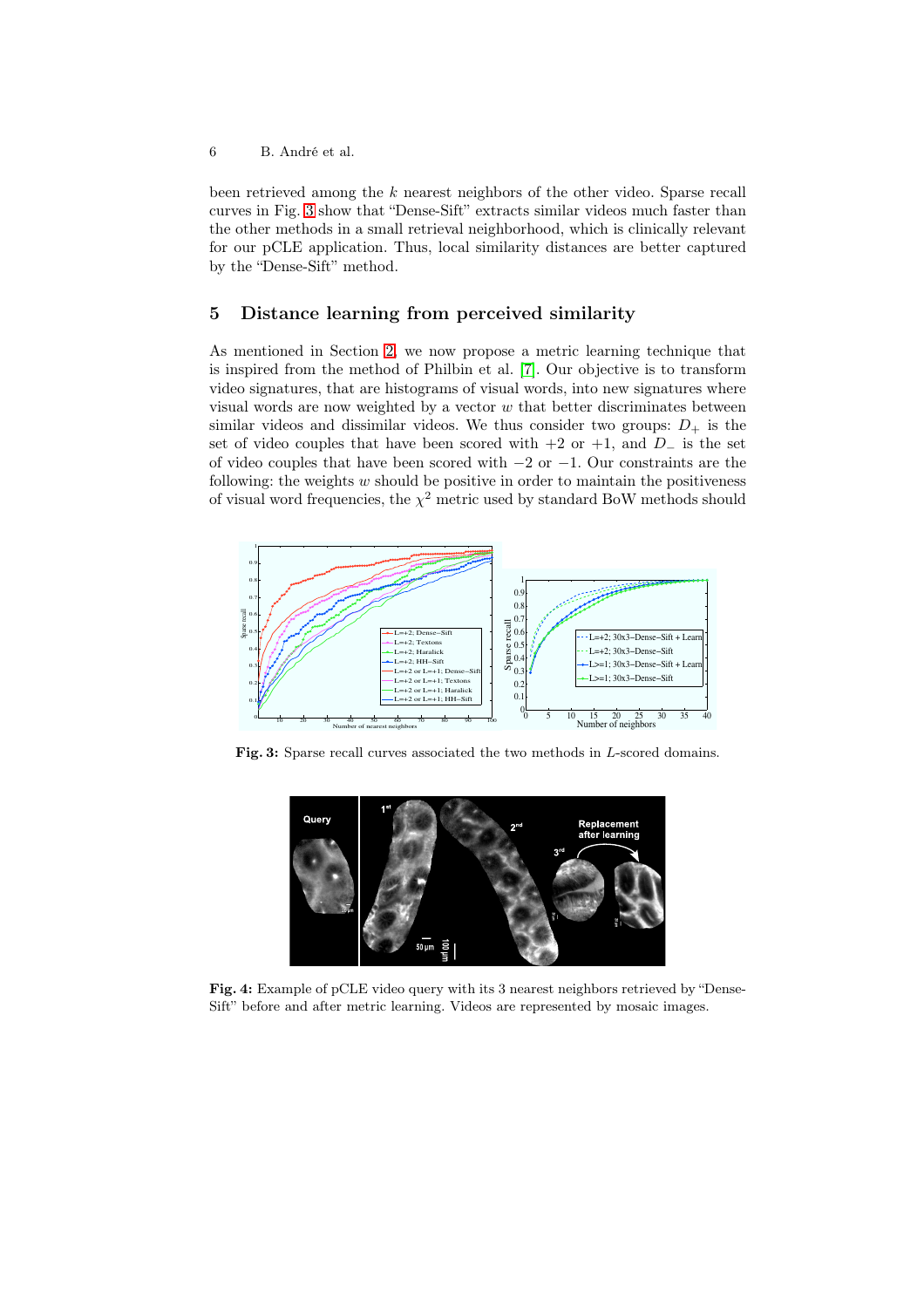been retrieved among the $k$ nearest neighbors of the other video. Sparse recall curves in Fig. 3 show that "Dense-Sift" extracts similar videos much faster than the other methods in a small retrieval neighborhood, which is clinically relevant for our pCLE application. Thus, local similarity distances are better captured by the "Dense-Sift" method.

## 5 Distance learning from perceived similarity

As mentioned in Section 2, we now propose a metric learning technique that is inspired from the method of Philbin et al. [7]. Our objective is to transform video signatures, that are histograms of visual words, into new signatures where visual words are now weighted by a vector $w$ that better discriminates between similar videos and dissimilar videos. We thus consider two groups: $D_+$ is the set of video couples that have been scored with $+2$ or $+1$, and $D_-$ is the set of video couples that have been scored with $-2$ or $-1$. Our constraints are the following: the weights $w$ should be positive in order to maintain the positiveness of visual word frequencies, the $\chi^2$ metric used by standard BoW methods should

**Fig. 3:** Sparse recall curves associated the two methods in $L$-scored domains.

**Fig. 4:** Example of pCLE video query with its 3 nearest neighbors retrieved by "Dense-Sift" before and after metric learning. Videos are represented by mosaic images.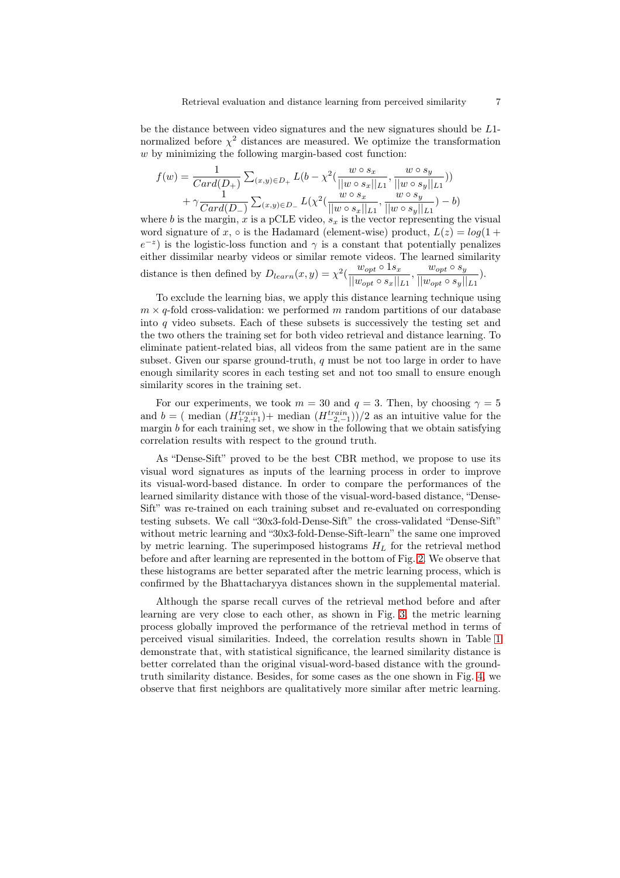be the distance between video signatures and the new signatures should be $L1$-normalized before $\chi^2$ distances are measured. We optimize the transformation $w$ by minimizing the following margin-based cost function:

$$f(w) = \frac{1}{Card(D_+)} \sum_{(x,y)\in D_+} L(b - \chi^2(\frac{w \circ s_x}{||w \circ s_x||_{L1}}, \frac{w \circ s_y}{||w \circ s_y||_{L1}}))$$
$$+ \gamma \frac{1}{Card(D_-)} \sum_{(x,y)\in D_-} L(\chi^2(\frac{w \circ s_x}{||w \circ s_x||_{L1}}, \frac{w \circ s_y}{||w \circ s_y||_{L1}}) - b)$$

where $b$ is the margin, $x$ is a pCLE video, $s_x$ is the vector representing the visual word signature of $x$, $\circ$ is the Hadamard (element-wise) product, $L(z) = log(1 + e^{-z})$ is the logistic-loss function and $\gamma$ is a constant that potentially penalizes either dissimilar nearby videos or similar remote videos. The learned similarity distance is then defined by $D_{learn}(x, y) = \chi^2(\frac{w_{opt} \circ 1s_x}{||w_{opt} \circ s_x||_{L1}}, \frac{w_{opt} \circ s_y}{||w_{opt} \circ s_y||_{L1}})$.

To exclude the learning bias, we apply this distance learning technique using $m \times q$-fold cross-validation: we performed $m$ random partitions of our database into $q$ video subsets. Each of these subsets is successively the testing set and the two others the training set for both video retrieval and distance learning. To eliminate patient-related bias, all videos from the same patient are in the same subset. Given our sparse ground-truth, $q$ must be not too large in order to have enough similarity scores in each testing set and not too small to ensure enough similarity scores in the training set.

For our experiments, we took $m = 30$ and $q = 3$. Then, by choosing $\gamma = 5$ and $b = ($ median $(H^{train}_{+2,+1})+$ median $(H^{train}_{-2,-1}))/2$ as an intuitive value for the margin $b$ for each training set, we show in the following that we obtain satisfying correlation results with respect to the ground truth.

As "Dense-Sift" proved to be the best CBR method, we propose to use its visual word signatures as inputs of the learning process in order to improve its visual-word-based distance. In order to compare the performances of the learned similarity distance with those of the visual-word-based distance, "Dense-Sift" was re-trained on each training subset and re-evaluated on corresponding testing subsets. We call "30x3-fold-Dense-Sift" the cross-validated "Dense-Sift" without metric learning and "30x3-fold-Dense-Sift-learn" the same one improved by metric learning. The superimposed histograms $H_L$ for the retrieval method before and after learning are represented in the bottom of Fig. 2. We observe that these histograms are better separated after the metric learning process, which is confirmed by the Bhattacharyya distances shown in the supplemental material.

Although the sparse recall curves of the retrieval method before and after learning are very close to each other, as shown in Fig. 3, the metric learning process globally improved the performance of the retrieval method in terms of perceived visual similarities. Indeed, the correlation results shown in Table 1 demonstrate that, with statistical significance, the learned similarity distance is better correlated than the original visual-word-based distance with the ground-truth similarity distance. Besides, for some cases as the one shown in Fig. 4, we observe that first neighbors are qualitatively more similar after metric learning.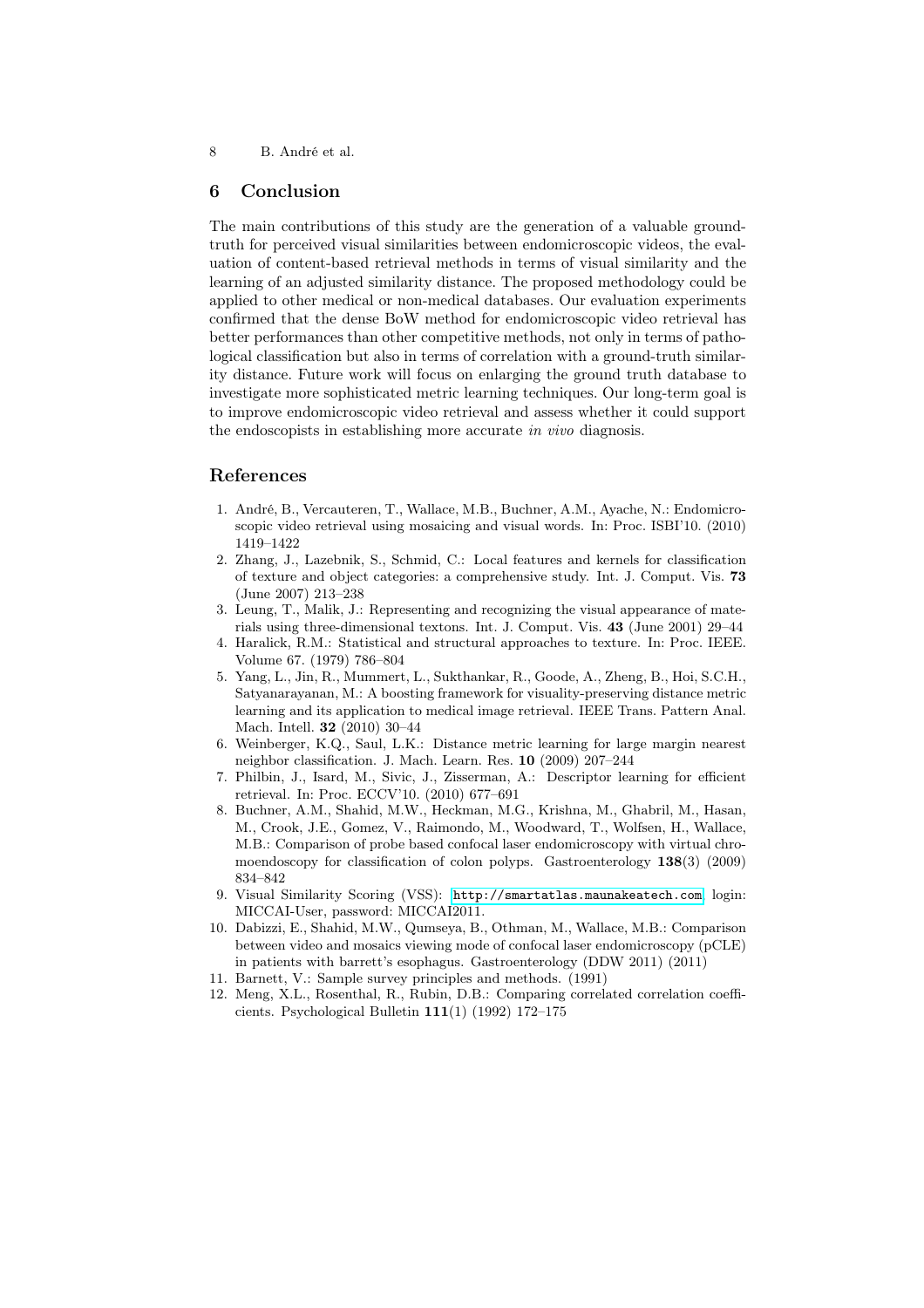## 6 Conclusion

The main contributions of this study are the generation of a valuable ground-truth for perceived visual similarities between endomicroscopic videos, the evaluation of content-based retrieval methods in terms of visual similarity and the learning of an adjusted similarity distance. The proposed methodology could be applied to other medical or non-medical databases. Our evaluation experiments confirmed that the dense BoW method for endomicroscopic video retrieval has better performances than other competitive methods, not only in terms of pathological classification but also in terms of correlation with a ground-truth similarity distance. Future work will focus on enlarging the ground truth database to investigate more sophisticated metric learning techniques. Our long-term goal is to improve endomicroscopic video retrieval and assess whether it could support the endoscopists in establishing more accurate *in vivo* diagnosis.

## References

1. André, B., Vercauteren, T., Wallace, M.B., Buchner, A.M., Ayache, N.: Endomicroscopic video retrieval using mosaicing and visual words. In: Proc. ISBI'10. (2010) 1419–1422
2. Zhang, J., Lazebnik, S., Schmid, C.: Local features and kernels for classification of texture and object categories: a comprehensive study. Int. J. Comput. Vis. **73** (June 2007) 213–238
3. Leung, T., Malik, J.: Representing and recognizing the visual appearance of materials using three-dimensional textons. Int. J. Comput. Vis. **43** (June 2001) 29–44
4. Haralick, R.M.: Statistical and structural approaches to texture. In: Proc. IEEE. Volume 67. (1979) 786–804
5. Yang, L., Jin, R., Mummert, L., Sukthankar, R., Goode, A., Zheng, B., Hoi, S.C.H., Satyanarayanan, M.: A boosting framework for visuality-preserving distance metric learning and its application to medical image retrieval. IEEE Trans. Pattern Anal. Mach. Intell. **32** (2010) 30–44
6. Weinberger, K.Q., Saul, L.K.: Distance metric learning for large margin nearest neighbor classification. J. Mach. Learn. Res. **10** (2009) 207–244
7. Philbin, J., Isard, M., Sivic, J., Zisserman, A.: Descriptor learning for efficient retrieval. In: Proc. ECCV'10. (2010) 677–691
8. Buchner, A.M., Shahid, M.W., Heckman, M.G., Krishna, M., Ghabril, M., Hasan, M., Crook, J.E., Gomez, V., Raimondo, M., Woodward, T., Wolfsen, H., Wallace, M.B.: Comparison of probe based confocal laser endomicroscopy with virtual chromoendoscopy for classification of colon polyps. Gastroenterology **138**(3) (2009) 834–842
9. Visual Similarity Scoring (VSS): http://smartatlas.maunakeatech.com, login: MICCAI-User, password: MICCAI2011.
10. Dabizzi, E., Shahid, M.W., Qumseya, B., Othman, M., Wallace, M.B.: Comparison between video and mosaics viewing mode of confocal laser endomicroscopy (pCLE) in patients with barrett's esophagus. Gastroenterology (DDW 2011) (2011)
11. Barnett, V.: Sample survey principles and methods. (1991)
12. Meng, X.L., Rosenthal, R., Rubin, D.B.: Comparing correlated correlation coefficients. Psychological Bulletin **111**(1) (1992) 172–175